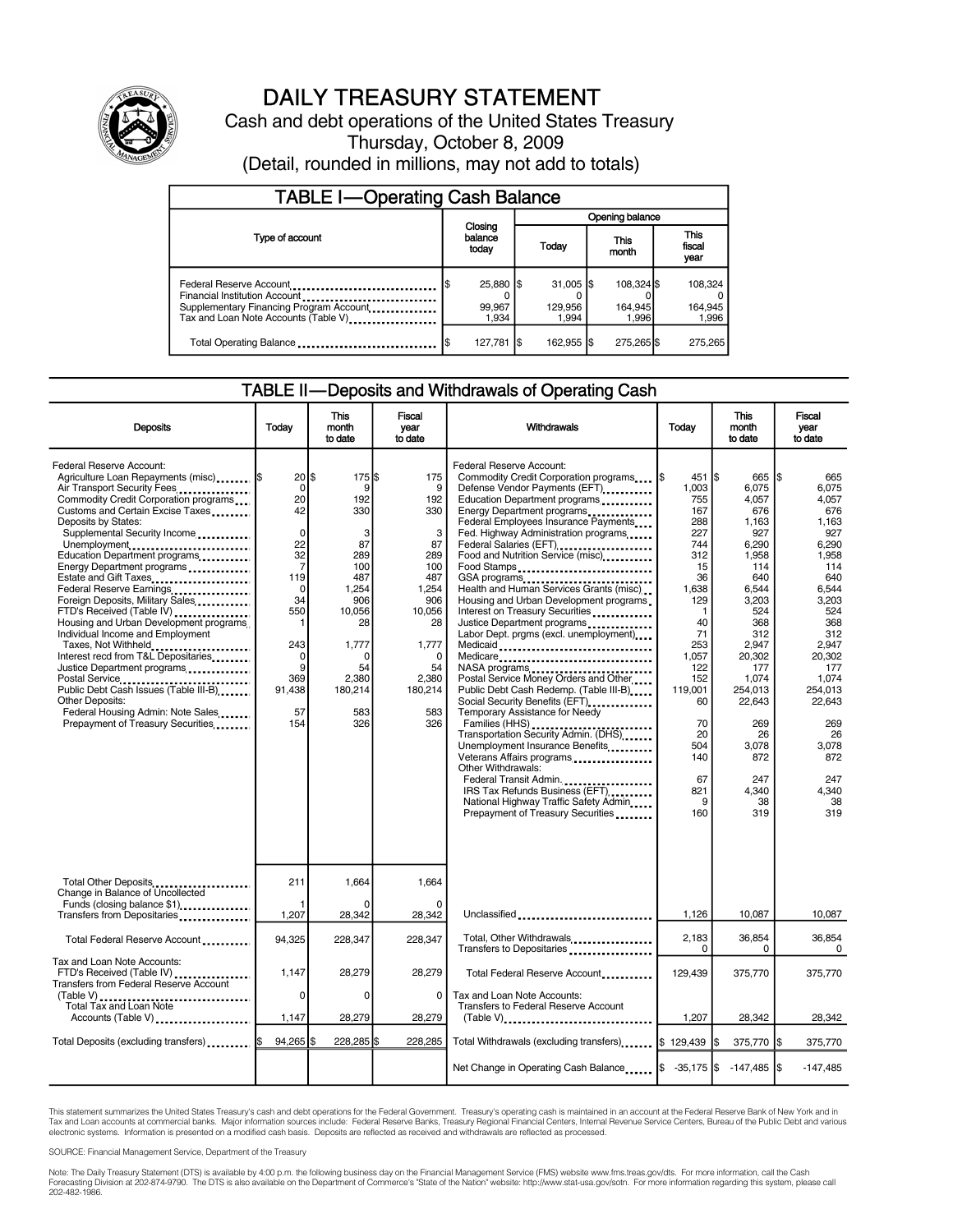# DAILY TREASURY STATEMENT

Cash and debt operations of the United States Treasury

Thursday, October 8, 2009

(Detail, rounded in millions, may not add to totals)

## TABLE I—Operating Cash Balance

| Type of account | Closing balance today | Opening balance Today | This month | This fiscal year |
|---|---|---|---|---|
| Federal Reserve Account | $ 25,880 | $ 31,005 | $ 108,324 | $ 108,324 |
| Financial Institution Account | 0 | 0 | 0 | 0 |
| Supplementary Financing Program Account | 99,967 | 129,956 | 164,945 | 164,945 |
| Tax and Loan Note Accounts (Table V) | 1,934 | 1,994 | 1,996 | 1,996 |
| Total Operating Balance | $ 127,781 | $ 162,955 | $ 275,265 | $ 275,265 |

## TABLE II—Deposits and Withdrawals of Operating Cash

| Deposits | Today | This month to date | Fiscal year to date |
|---|---|---|---|
| Federal Reserve Account: | | | |
| Agriculture Loan Repayments (misc) | $ 20 | $ 175 | $ 175 |
| Air Transport Security Fees | 0 | 9 | 9 |
| Commodity Credit Corporation programs | 20 | 192 | 192 |
| Customs and Certain Excise Taxes | 42 | 330 | 330 |
| Deposits by States: | | | |
| Supplemental Security Income | 0 | 3 | 3 |
| Unemployment | 22 | 87 | 87 |
| Education Department programs | 32 | 289 | 289 |
| Energy Department programs | 7 | 100 | 100 |
| Estate and Gift Taxes | 119 | 487 | 487 |
| Federal Reserve Earnings | 0 | 1,254 | 1,254 |
| Foreign Deposits, Military Sales | 34 | 906 | 906 |
| FTD's Received (Table IV) | 550 | 10,056 | 10,056 |
| Housing and Urban Development programs | 1 | 28 | 28 |
| Individual Income and Employment Taxes, Not Withheld | 243 | 1,777 | 1,777 |
| Interest recd from T&L Depositaries | 0 | 0 | 0 |
| Justice Department programs | 9 | 54 | 54 |
| Postal Service | 369 | 2,380 | 2,380 |
| Public Debt Cash Issues (Table III-B) | 91,438 | 180,214 | 180,214 |
| Other Deposits: | | | |
| Federal Housing Admin: Note Sales | 57 | 583 | 583 |
| Prepayment of Treasury Securities | 154 | 326 | 326 |
| Total Other Deposits | 211 | 1,664 | 1,664 |
| Change in Balance of Uncollected Funds (closing balance $1) | 1 | 0 | 0 |
| Transfers from Depositaries | 1,207 | 28,342 | 28,342 |
| Total Federal Reserve Account | 94,325 | 228,347 | 228,347 |
| Tax and Loan Note Accounts: | | | |
| FTD's Received (Table IV) | 1,147 | 28,279 | 28,279 |
| Transfers from Federal Reserve Account (Table V) | 0 | 0 | 0 |
| Total Tax and Loan Note Accounts (Table V) | 1,147 | 28,279 | 28,279 |
| Total Deposits (excluding transfers) | $ 94,265 | $ 228,285 | $ 228,285 |

| Withdrawals | Today | This month to date | Fiscal year to date |
|---|---|---|---|
| Federal Reserve Account: | | | |
| Commodity Credit Corporation programs | $ 451 | $ 665 | $ 665 |
| Defense Vendor Payments (EFT) | 1,003 | 6,075 | 6,075 |
| Education Department programs | 755 | 4,057 | 4,057 |
| Energy Department programs | 167 | 676 | 676 |
| Federal Employees Insurance Payments | 288 | 1,163 | 1,163 |
| Fed. Highway Administration programs | 227 | 927 | 927 |
| Federal Salaries (EFT) | 744 | 6,290 | 6,290 |
| Food and Nutrition Service (misc) | 312 | 1,958 | 1,958 |
| Food Stamps | 15 | 114 | 114 |
| GSA programs | 36 | 640 | 640 |
| Health and Human Services Grants (misc) | 1,638 | 6,544 | 6,544 |
| Housing and Urban Development programs | 129 | 3,203 | 3,203 |
| Interest on Treasury Securities | 1 | 524 | 524 |
| Justice Department programs | 40 | 368 | 368 |
| Labor Dept. prgms (excl. unemployment) | 71 | 312 | 312 |
| Medicaid | 253 | 2,947 | 2,947 |
| Medicare | 1,057 | 20,302 | 20,302 |
| NASA programs | 122 | 177 | 177 |
| Postal Service Money Orders and Other | 152 | 1,074 | 1,074 |
| Public Debt Cash Redemp. (Table III-B) | 119,001 | 254,013 | 254,013 |
| Social Security Benefits (EFT) | 60 | 22,643 | 22,643 |
| Temporary Assistance for Needy Families (HHS) | 70 | 269 | 269 |
| Transportation Security Admin. (DHS) | 20 | 26 | 26 |
| Unemployment Insurance Benefits | 504 | 3,078 | 3,078 |
| Veterans Affairs programs | 140 | 872 | 872 |
| Other Withdrawals: | | | |
| Federal Transit Admin. | 67 | 247 | 247 |
| IRS Tax Refunds Business (EFT) | 821 | 4,340 | 4,340 |
| National Highway Traffic Safety Admin | 9 | 38 | 38 |
| Prepayment of Treasury Securities | 160 | 319 | 319 |
| Unclassified | 1,126 | 10,087 | 10,087 |
| Total, Other Withdrawals | 2,183 | 36,854 | 36,854 |
| Transfers to Depositaries | 0 | 0 | 0 |
| Total Federal Reserve Account | 129,439 | 375,770 | 375,770 |
| Tax and Loan Note Accounts: | | | |
| Transfers to Federal Reserve Account (Table V) | 1,207 | 28,342 | 28,342 |
| Total Withdrawals (excluding transfers) | $ 129,439 | $ 375,770 | $ 375,770 |
| Net Change in Operating Cash Balance | $ -35,175 | $ -147,485 | $ -147,485 |

This statement summarizes the United States Treasury's cash and debt operations for the Federal Government. Treasury's operating cash is maintained in an account at the Federal Reserve Bank of New York and in Tax and Loan accounts at commercial banks. Major information sources include: Federal Reserve Banks, Treasury Regional Financial Centers, Internal Revenue Service Centers, Bureau of the Public Debt and various electronic systems. Information is presented on a modified cash basis. Deposits are reflected as received and withdrawals are reflected as processed.

SOURCE: Financial Management Service, Department of the Treasury

Note: The Daily Treasury Statement (DTS) is available by 4:00 p.m. the following business day on the Financial Management Service (FMS) website www.fms.treas.gov/dts. For more information, call the Cash Forecasting Division at 202-874-9790. The DTS is also available on the Department of Commerce's "State of the Nation" website: http://www.stat-usa.gov/sotn. For more information regarding this system, please call 202-482-1986.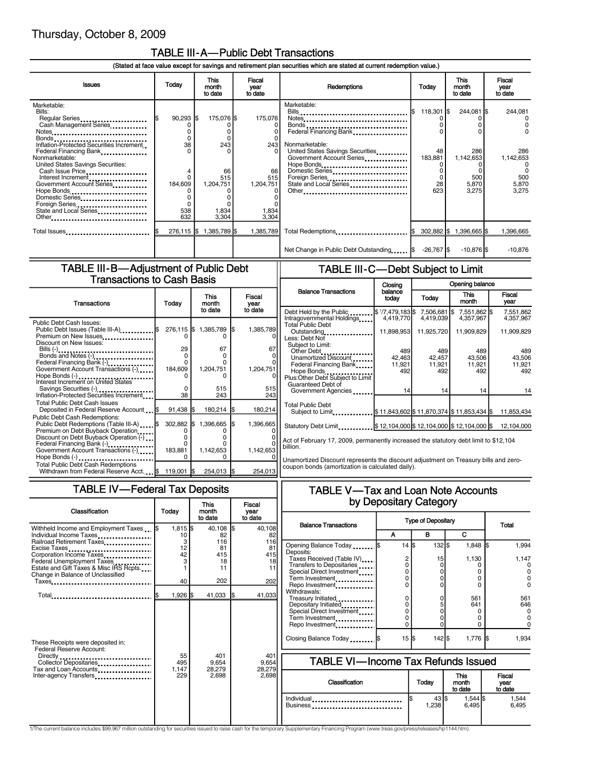Thursday, October 8, 2009

## TABLE III-A—Public Debt Transactions

(Stated at face value except for savings and retirement plan securities which are stated at current redemption value.)

| Issues | Today | This month to date | Fiscal year to date |
|---|---|---|---|
| Marketable: | | | |
| Bills: | | | |
| Regular Series | $ 90,293 | $ 175,076 | $ 175,076 |
| Cash Management Series | 0 | 0 | 0 |
| Notes | 0 | 0 | 0 |
| Bonds | 0 | 0 | 0 |
| Inflation-Protected Securities Increment | 38 | 243 | 243 |
| Federal Financing Bank | 0 | 0 | 0 |
| Nonmarketable: | | | |
| United States Savings Securities: | | | |
| Cash Issue Price | 4 | 66 | 66 |
| Interest Increment | 0 | 515 | 515 |
| Government Account Series | 184,609 | 1,204,751 | 1,204,751 |
| Hope Bonds | 0 | 0 | 0 |
| Domestic Series | 0 | 0 | 0 |
| Foreign Series | 0 | 0 | 0 |
| State and Local Series | 538 | 1,834 | 1,834 |
| Other | 632 | 3,304 | 3,304 |
| Total Issues | $ 276,115 | $ 1,385,789 | $ 1,385,789 |

| Redemptions | Today | This month to date | Fiscal year to date |
|---|---|---|---|
| Marketable: | | | |
| Bills | $ 118,301 | $ 244,081 | $ 244,081 |
| Notes | 0 | 0 | 0 |
| Bonds | 0 | 0 | 0 |
| Federal Financing Bank | 0 | 0 | 0 |
| Nonmarketable: | | | |
| United States Savings Securities | 48 | 286 | 286 |
| Government Account Series | 183,881 | 1,142,653 | 1,142,653 |
| Hope Bonds | 0 | 0 | 0 |
| Domestic Series | 0 | 0 | 0 |
| Foreign Series | 0 | 500 | 500 |
| State and Local Series | 28 | 5,870 | 5,870 |
| Other | 623 | 3,275 | 3,275 |
| Total Redemptions | $ 302,882 | $ 1,396,665 | $ 1,396,665 |
| Net Change in Public Debt Outstanding | $ -26,767 | $ -10,876 | $ -10,876 |

## TABLE III-B—Adjustment of Public Debt Transactions to Cash Basis

| Transactions | Today | This month to date | Fiscal year to date |
|---|---|---|---|
| Public Debt Cash Issues: | | | |
| Public Debt Issues (Table III-A) | $ 276,115 | $ 1,385,789 | $ 1,385,789 |
| Premium on New Issues | 0 | 0 | 0 |
| Discount on New Issues: | | | |
| Bills (-) | 29 | 67 | 67 |
| Bonds and Notes (-) | 0 | 0 | 0 |
| Federal Financing Bank (-) | 0 | 0 | 0 |
| Government Account Transactions (-) | 184,609 | 1,204,751 | 1,204,751 |
| Hope Bonds (-) | 0 | 0 | 0 |
| Interest Increment on United States Savings Securities (-) | 0 | 515 | 515 |
| Inflation-Protected Securities Increment | 38 | 243 | 243 |
| Total Public Debt Cash Issues Deposited in Federal Reserve Account | $ 91,438 | $ 180,214 | $ 180,214 |
| Public Debt Cash Redemptions: | | | |
| Public Debt Redemptions (Table III-A) | $ 302,882 | $ 1,396,665 | $ 1,396,665 |
| Premium on Debt Buyback Operation | 0 | 0 | 0 |
| Discount on Debt Buyback Operation (-) | 0 | 0 | 0 |
| Federal Financing Bank (-) | 0 | 0 | 0 |
| Government Account Transactions (-) | 183,881 | 1,142,653 | 1,142,653 |
| Hope Bonds (-) | 0 | 0 | 0 |
| Total Public Debt Cash Redemptions Withdrawn from Federal Reserve Acct. | $ 119,001 | $ 254,013 | $ 254,013 |

## TABLE III-C—Debt Subject to Limit

| Balance Transactions | Closing balance today | Opening balance | | |
|---|---|---|---|---|
| | | Today | This month | Fiscal year |
| Debt Held by the Public | $ [1]7,479,183 | $ 7,506,681 | $ 7,551,862 | $ 7,551,862 |
| Intragovernmental Holdings | 4,419,770 | 4,419,039 | 4,357,967 | 4,357,967 |
| Total Public Debt Outstanding | 11,898,953 | 11,925,720 | 11,909,829 | 11,909,829 |
| Less: Debt Not Subject to Limit: | | | | |
| Other Debt | 489 | 489 | 489 | 489 |
| Unamortized Discount | 42,463 | 42,457 | 43,506 | 43,506 |
| Federal Financing Bank | 11,921 | 11,921 | 11,921 | 11,921 |
| Hope Bonds | 492 | 492 | 492 | 492 |
| Plus: Other Debt Subject to Limit | | | | |
| Guaranteed Debt of Government Agencies | 14 | 14 | 14 | 14 |
| Total Public Debt Subject to Limit | $ 11,843,602 | $ 11,870,374 | $ 11,853,434 | $ 11,853,434 |
| Statutory Debt Limit | $ 12,104,000 | $ 12,104,000 | $ 12,104,000 | $ 12,104,000 |

Act of February 17, 2009, permanently increased the statutory debt limit to $12,104 billion.

Unamortized Discount represents the discount adjustment on Treasury bills and zero-coupon bonds (amortization is calculated daily).

## TABLE IV—Federal Tax Deposits

| Classification | Today | This month to date | Fiscal year to date |
|---|---|---|---|
| Withheld Income and Employment Taxes | $ 1,815 | $ 40,108 | $ 40,108 |
| Individual Income Taxes | 10 | 82 | 82 |
| Railroad Retirement Taxes | 3 | 116 | 116 |
| Excise Taxes | 12 | 81 | 81 |
| Corporation Income Taxes | 42 | 415 | 415 |
| Federal Unemployment Taxes | 3 | 18 | 18 |
| Estate and Gift Taxes & Misc IRS Rcpts. | 1 | 11 | 11 |
| Change in Balance of Unclassified Taxes | 40 | 202 | 202 |
| Total | $ 1,926 | $ 41,033 | $ 41,033 |
| These Receipts were deposited in: | | | |
| Federal Reserve Account: | | | |
| Directly | 55 | 401 | 401 |
| Collector Depositaries | 495 | 9,654 | 9,654 |
| Tax and Loan Accounts | 1,147 | 28,279 | 28,279 |
| Inter-agency Transfers | 229 | 2,698 | 2,698 |

## TABLE V—Tax and Loan Note Accounts by Depositary Category

| Balance Transactions | Type of Depositary | | | Total |
|---|---|---|---|---|
| | A | B | C | |
| Opening Balance Today | $ 14 | $ 132 | $ 1,848 | $ 1,994 |
| Deposits: | | | | |
| Taxes Received (Table IV) | 2 | 15 | 1,130 | 1,147 |
| Transfers to Depositaries | 0 | 0 | 0 | 0 |
| Special Direct Investment | 0 | 0 | 0 | 0 |
| Term Investment | 0 | 0 | 0 | 0 |
| Repo Investment | 0 | 0 | 0 | 0 |
| Withdrawals: | | | | |
| Treasury Initiated | 0 | 0 | 561 | 561 |
| Depositary Initiated | 0 | 5 | 641 | 646 |
| Special Direct Investment | 0 | 0 | 0 | 0 |
| Term Investment | 0 | 0 | 0 | 0 |
| Repo Investment | 0 | 0 | 0 | 0 |
| Closing Balance Today | $ 15 | $ 142 | $ 1,776 | $ 1,934 |

## TABLE VI—Income Tax Refunds Issued

| Classification | Today | This month to date | Fiscal year to date |
|---|---|---|---|
| Individual | $ 43 | $ 1,544 | $ 1,544 |
| Business | 1,238 | 6,495 | 6,495 |

1/The current balance includes $99,967 million outstanding for securities issued to raise cash for the temporary Supplementary Financing Program (www.treas.gov/press/releases/hp1144.htm).